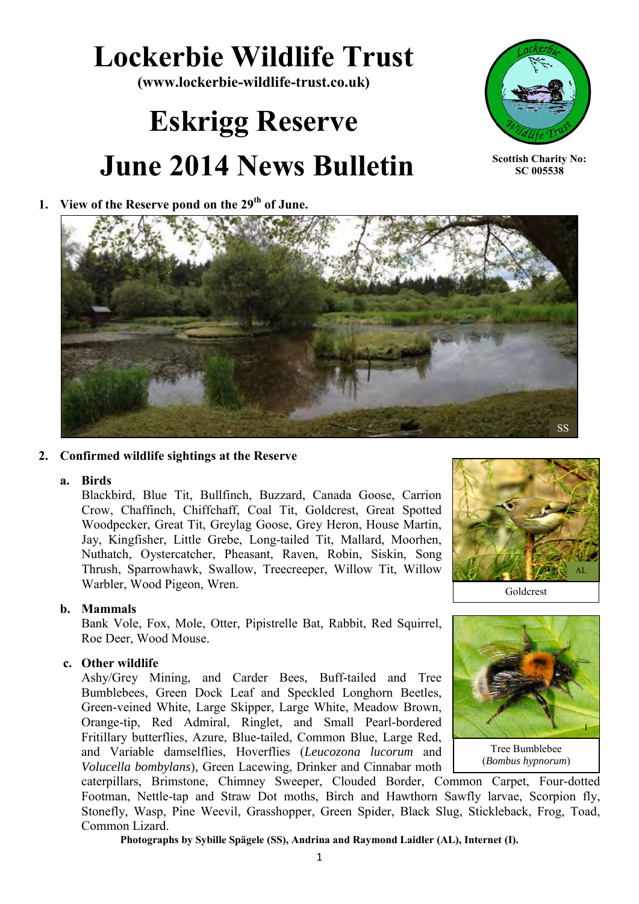# Lockerbie Wildlife Trust

**(www.lockerbie-wildlife-trust.co.uk)**

# Eskrigg Reserve

# June 2014 News Bulletin

**Scottish Charity No: SC 005538**

1. **View of the Reserve pond on the 29th of June.**

SS

2. **Confirmed wildlife sightings at the Reserve**

   a. **Birds**

   Blackbird, Blue Tit, Bullfinch, Buzzard, Canada Goose, Carrion Crow, Chaffinch, Chiffchaff, Coal Tit, Goldcrest, Great Spotted Woodpecker, Great Tit, Greylag Goose, Grey Heron, House Martin, Jay, Kingfisher, Little Grebe, Long-tailed Tit, Mallard, Moorhen, Nuthatch, Oystercatcher, Pheasant, Raven, Robin, Siskin, Song Thrush, Sparrowhawk, Swallow, Treecreeper, Willow Tit, Willow Warbler, Wood Pigeon, Wren.

   AL

   Goldcrest

   b. **Mammals**

   Bank Vole, Fox, Mole, Otter, Pipistrelle Bat, Rabbit, Red Squirrel, Roe Deer, Wood Mouse.

   c. **Other wildlife**

   Ashy/Grey Mining, and Carder Bees, Buff-tailed and Tree Bumblebees, Green Dock Leaf and Speckled Longhorn Beetles, Green-veined White, Large Skipper, Large White, Meadow Brown, Orange-tip, Red Admiral, Ringlet, and Small Pearl-bordered Fritillary butterflies, Azure, Blue-tailed, Common Blue, Large Red, and Variable damselflies, Hoverflies (*Leucozona lucorum* and *Volucella bombylans*), Green Lacewing, Drinker and Cinnabar moth caterpillars, Brimstone, Chimney Sweeper, Clouded Border, Common Carpet, Four-dotted Footman, Nettle-tap and Straw Dot moths, Birch and Hawthorn Sawfly larvae, Scorpion fly, Stonefly, Wasp, Pine Weevil, Grasshopper, Green Spider, Black Slug, Stickleback, Frog, Toad, Common Lizard.

   I

   Tree Bumblebee (*Bombus hypnorum*)

**Photographs by Sybille Spägele (SS), Andrina and Raymond Laidler (AL), Internet (I).**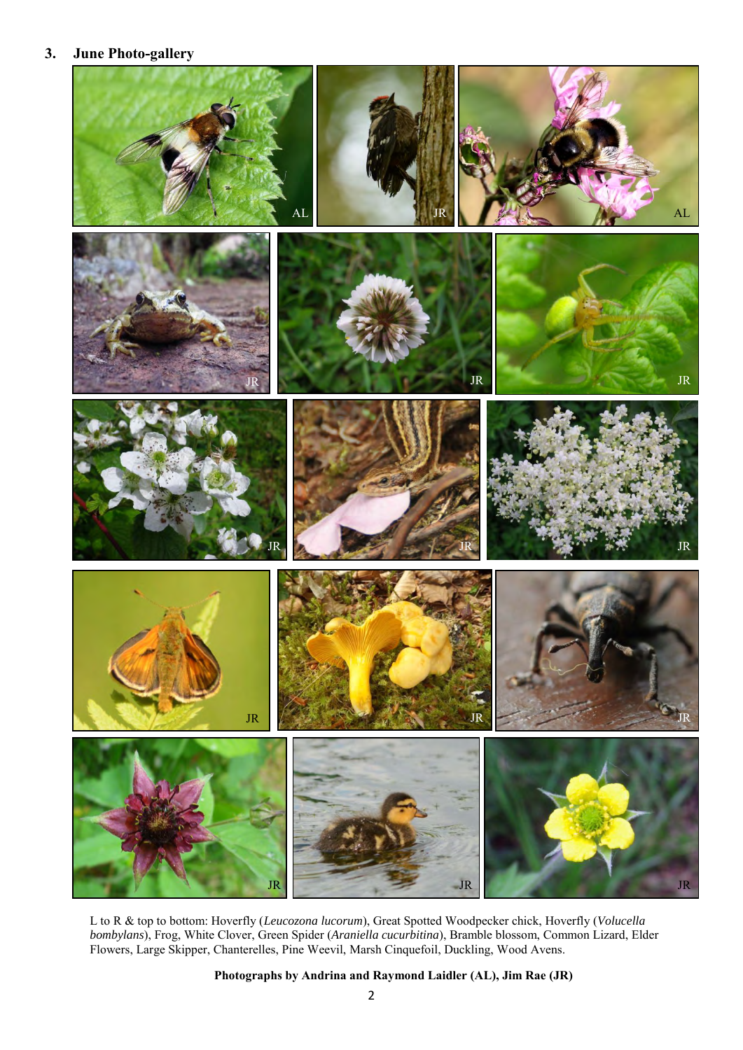## 3. June Photo-gallery

L to R & top to bottom: Hoverfly (*Leucozona lucorum*), Great Spotted Woodpecker chick, Hoverfly (*Volucella bombylans*), Frog, White Clover, Green Spider (*Araniella cucurbitina*), Bramble blossom, Common Lizard, Elder Flowers, Large Skipper, Chanterelles, Pine Weevil, Marsh Cinquefoil, Duckling, Wood Avens.

**Photographs by Andrina and Raymond Laidler (AL), Jim Rae (JR)**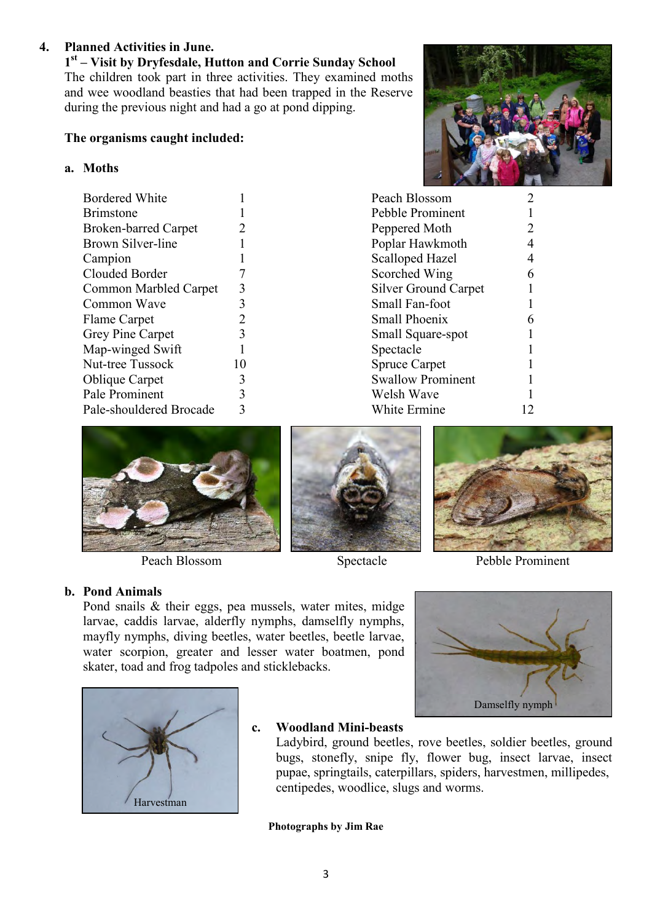## 4. Planned Activities in June.

**1st – Visit by Dryfesdale, Hutton and Corrie Sunday School**

The children took part in three activities. They examined moths and wee woodland beasties that had been trapped in the Reserve during the previous night and had a go at pond dipping.

**The organisms caught included:**

### a. Moths

| Moth | No. | Moth | No. |
|---|---|---|---|
| Bordered White | 1 | Peach Blossom | 2 |
| Brimstone | 1 | Pebble Prominent | 1 |
| Broken-barred Carpet | 2 | Peppered Moth | 2 |
| Brown Silver-line | 1 | Poplar Hawkmoth | 4 |
| Campion | 1 | Scalloped Hazel | 4 |
| Clouded Border | 7 | Scorched Wing | 6 |
| Common Marbled Carpet | 3 | Silver Ground Carpet | 1 |
| Common Wave | 3 | Small Fan-foot | 1 |
| Flame Carpet | 2 | Small Phoenix | 6 |
| Grey Pine Carpet | 3 | Small Square-spot | 1 |
| Map-winged Swift | 1 | Spectacle | 1 |
| Nut-tree Tussock | 10 | Spruce Carpet | 1 |
| Oblique Carpet | 3 | Swallow Prominent | 1 |
| Pale Prominent | 3 | Welsh Wave | 1 |
| Pale-shouldered Brocade | 3 | White Ermine | 12 |

Peach Blossom

Spectacle

Pebble Prominent

### b. Pond Animals

Pond snails & their eggs, pea mussels, water mites, midge larvae, caddis larvae, alderfly nymphs, damselfly nymphs, mayfly nymphs, diving beetles, water beetles, beetle larvae, water scorpion, greater and lesser water boatmen, pond skater, toad and frog tadpoles and sticklebacks.

Damselfly nymph

Harvestman

### c. Woodland Mini-beasts

Ladybird, ground beetles, rove beetles, soldier beetles, ground bugs, stonefly, snipe fly, flower bug, insect larvae, insect pupae, springtails, caterpillars, spiders, harvestmen, millipedes, centipedes, woodlice, slugs and worms.

**Photographs by Jim Rae**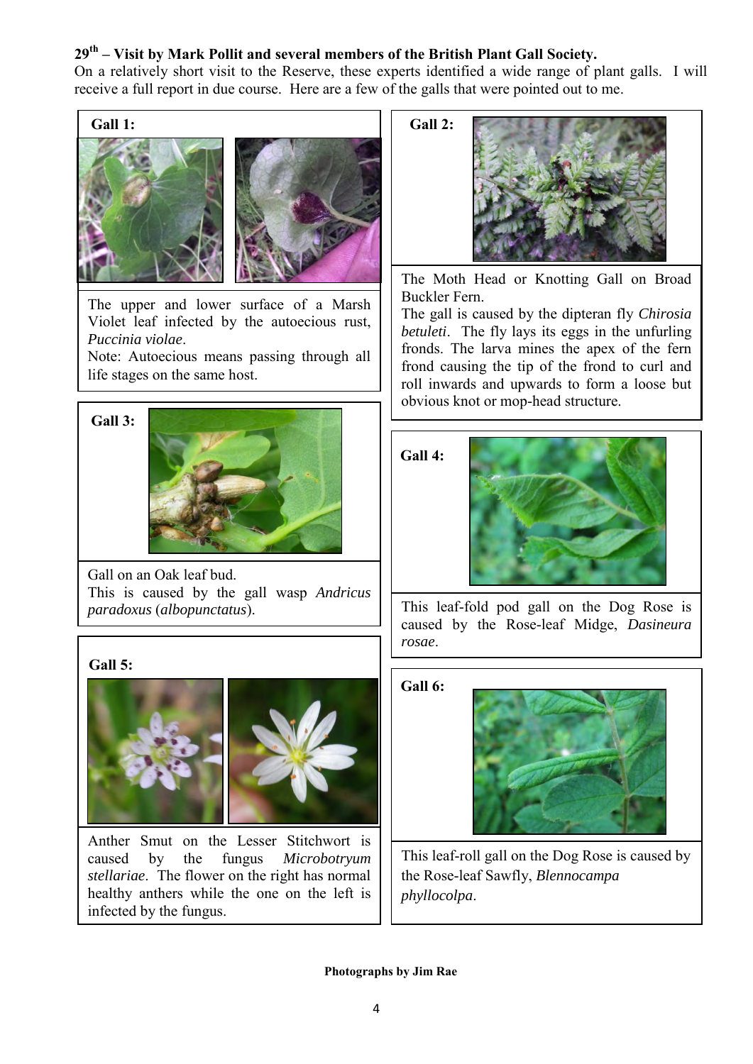**29th – Visit by Mark Pollit and several members of the British Plant Gall Society.**

On a relatively short visit to the Reserve, these experts identified a wide range of plant galls. I will receive a full report in due course. Here are a few of the galls that were pointed out to me.

**Gall 1:**

The upper and lower surface of a Marsh Violet leaf infected by the autoecious rust, *Puccinia violae*.
Note: Autoecious means passing through all life stages on the same host.

**Gall 2:**

The Moth Head or Knotting Gall on Broad Buckler Fern.
The gall is caused by the dipteran fly *Chirosia betuleti*. The fly lays its eggs in the unfurling fronds. The larva mines the apex of the fern frond causing the tip of the frond to curl and roll inwards and upwards to form a loose but obvious knot or mop-head structure.

**Gall 3:**

Gall on an Oak leaf bud.
This is caused by the gall wasp *Andricus paradoxus* (*albopunctatus*).

**Gall 4:**

This leaf-fold pod gall on the Dog Rose is caused by the Rose-leaf Midge, *Dasineura rosae*.

**Gall 5:**

Anther Smut on the Lesser Stitchwort is caused by the fungus *Microbotryum stellariae*. The flower on the right has normal healthy anthers while the one on the left is infected by the fungus.

**Gall 6:**

This leaf-roll gall on the Dog Rose is caused by the Rose-leaf Sawfly, *Blennocampa phyllocolpa*.

**Photographs by Jim Rae**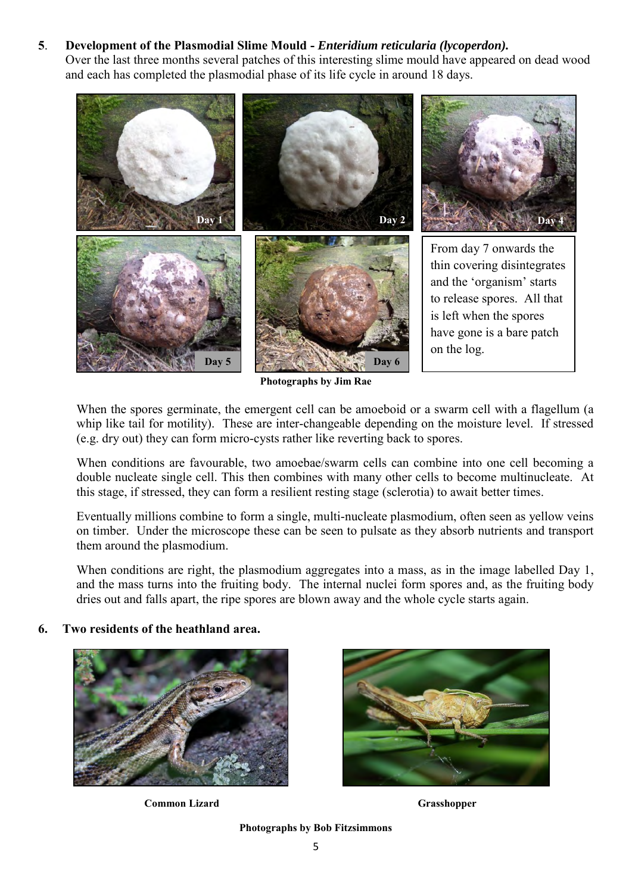## 5. Development of the Plasmodial Slime Mould - *Enteridium reticularia (lycoperdon).*

Over the last three months several patches of this interesting slime mould have appeared on dead wood and each has completed the plasmodial phase of its life cycle in around 18 days.

Day 1

Day 2

Day 4

Day 5

Day 6

From day 7 onwards the thin covering disintegrates and the 'organism' starts to release spores. All that is left when the spores have gone is a bare patch on the log.

**Photographs by Jim Rae**

When the spores germinate, the emergent cell can be amoeboid or a swarm cell with a flagellum (a whip like tail for motility). These are inter-changeable depending on the moisture level. If stressed (e.g. dry out) they can form micro-cysts rather like reverting back to spores.

When conditions are favourable, two amoebae/swarm cells can combine into one cell becoming a double nucleate single cell. This then combines with many other cells to become multinucleate. At this stage, if stressed, they can form a resilient resting stage (sclerotia) to await better times.

Eventually millions combine to form a single, multi-nucleate plasmodium, often seen as yellow veins on timber. Under the microscope these can be seen to pulsate as they absorb nutrients and transport them around the plasmodium.

When conditions are right, the plasmodium aggregates into a mass, as in the image labelled Day 1, and the mass turns into the fruiting body. The internal nuclei form spores and, as the fruiting body dries out and falls apart, the ripe spores are blown away and the whole cycle starts again.

## 6. Two residents of the heathland area.

**Common Lizard**

**Grasshopper**

**Photographs by Bob Fitzsimmons**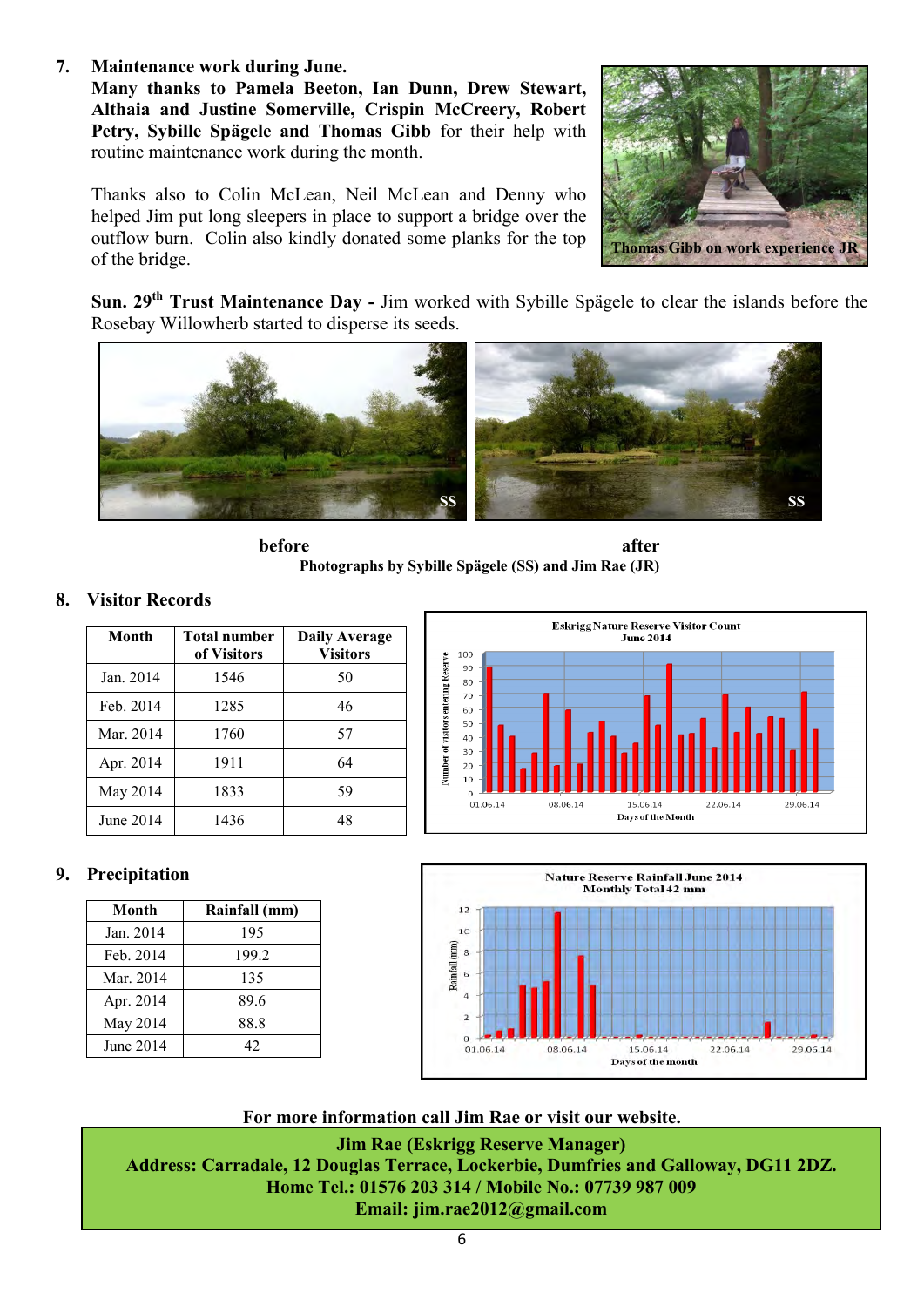## 7. Maintenance work during June.

**Many thanks to Pamela Beeton, Ian Dunn, Drew Stewart, Althaia and Justine Somerville, Crispin McCreery, Robert Petry, Sybille Spägele and Thomas Gibb** for their help with routine maintenance work during the month.

Thanks also to Colin McLean, Neil McLean and Denny who helped Jim put long sleepers in place to support a bridge over the outflow burn. Colin also kindly donated some planks for the top of the bridge.

**Thomas Gibb on work experience JR**

**Sun. 29th Trust Maintenance Day -** Jim worked with Sybille Spägele to clear the islands before the Rosebay Willowherb started to disperse its seeds.

SS SS

**before** **after**

**Photographs by Sybille Spägele (SS) and Jim Rae (JR)**

## 8. Visitor Records

| Month | Total number of Visitors | Daily Average Visitors |
|---|---|---|
| Jan. 2014 | 1546 | 50 |
| Feb. 2014 | 1285 | 46 |
| Mar. 2014 | 1760 | 57 |
| Apr. 2014 | 1911 | 64 |
| May 2014 | 1833 | 59 |
| June 2014 | 1436 | 48 |

Eskrigg Nature Reserve Visitor Count
June 2014

Number of visitors entering Reserve

0 10 20 30 40 50 60 70 80 90 100

01.06.14 08.06.14 15.06.14 22.06.14 29.06.14

Days of the Month

## 9. Precipitation

| Month | Rainfall (mm) |
|---|---|
| Jan. 2014 | 195 |
| Feb. 2014 | 199.2 |
| Mar. 2014 | 135 |
| Apr. 2014 | 89.6 |
| May 2014 | 88.8 |
| June 2014 | 42 |

Nature Reserve Rainfall June 2014
Monthly Total 42 mm

Rainfall (mm)

0 2 4 6 8 10 12

01.06.14 08.06.14 15.06.14 22.06.14 29.06.14

Days of the month

**For more information call Jim Rae or visit our website.**

**Jim Rae (Eskrigg Reserve Manager)**
**Address: Carradale, 12 Douglas Terrace, Lockerbie, Dumfries and Galloway, DG11 2DZ.**
**Home Tel.: 01576 203 314 / Mobile No.: 07739 987 009**
**Email: jim.rae2012@gmail.com**